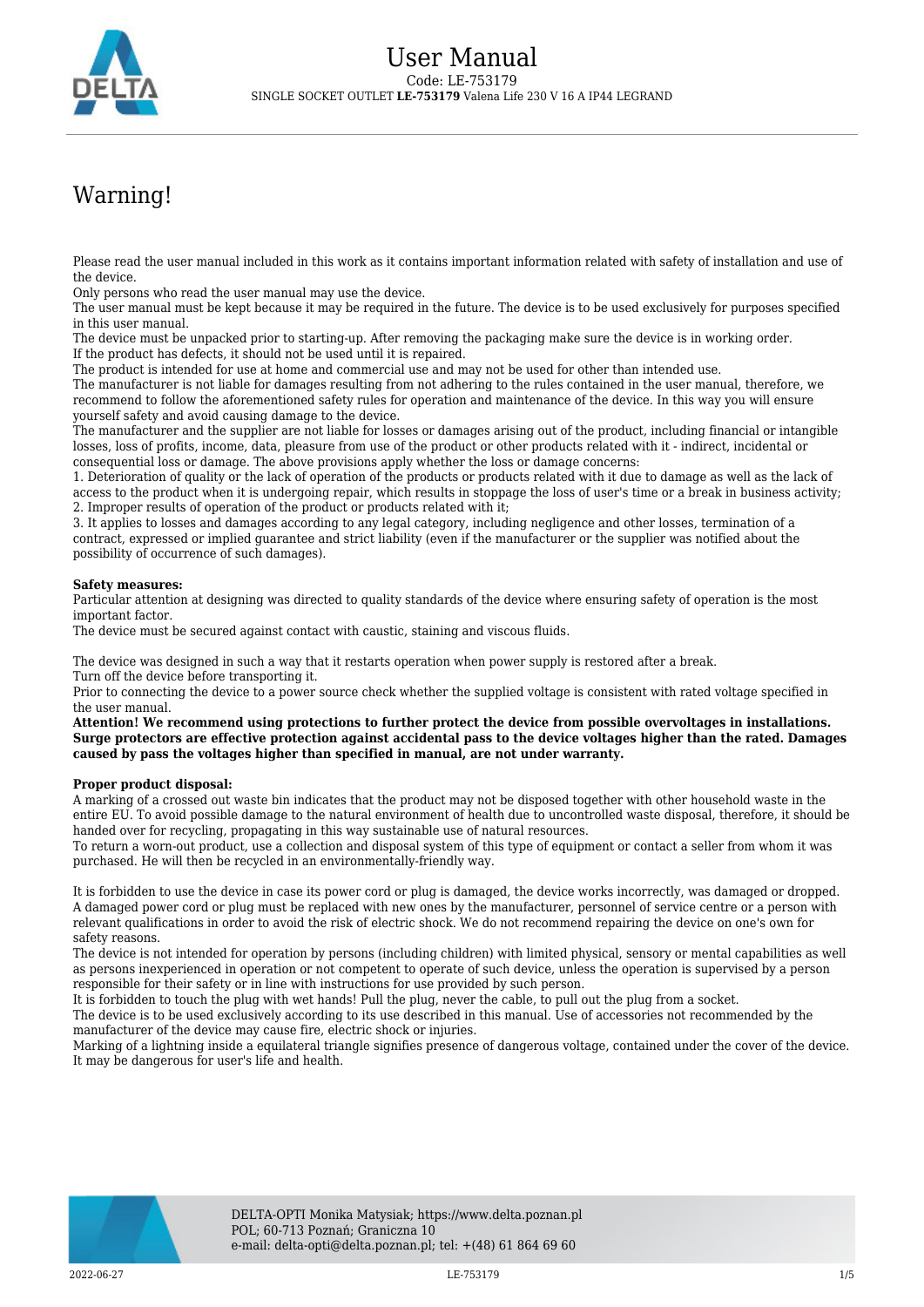# User Manual

Code: LE-753179

SINGLE SOCKET OUTLET **LE-753179** Valena Life 230 V 16 A IP44 LEGRAND

## Warning!

Please read the user manual included in this work as it contains important information related with safety of installation and use of the device.
Only persons who read the user manual may use the device.
The user manual must be kept because it may be required in the future. The device is to be used exclusively for purposes specified in this user manual.
The device must be unpacked prior to starting-up. After removing the packaging make sure the device is in working order.
If the product has defects, it should not be used until it is repaired.
The product is intended for use at home and commercial use and may not be used for other than intended use.
The manufacturer is not liable for damages resulting from not adhering to the rules contained in the user manual, therefore, we recommend to follow the aforementioned safety rules for operation and maintenance of the device. In this way you will ensure yourself safety and avoid causing damage to the device.
The manufacturer and the supplier are not liable for losses or damages arising out of the product, including financial or intangible losses, loss of profits, income, data, pleasure from use of the product or other products related with it - indirect, incidental or consequential loss or damage. The above provisions apply whether the loss or damage concerns:
1. Deterioration of quality or the lack of operation of the products or products related with it due to damage as well as the lack of access to the product when it is undergoing repair, which results in stoppage the loss of user's time or a break in business activity;
2. Improper results of operation of the product or products related with it;
3. It applies to losses and damages according to any legal category, including negligence and other losses, termination of a contract, expressed or implied guarantee and strict liability (even if the manufacturer or the supplier was notified about the possibility of occurrence of such damages).

**Safety measures:**
Particular attention at designing was directed to quality standards of the device where ensuring safety of operation is the most important factor.
The device must be secured against contact with caustic, staining and viscous fluids.

The device was designed in such a way that it restarts operation when power supply is restored after a break.
Turn off the device before transporting it.
Prior to connecting the device to a power source check whether the supplied voltage is consistent with rated voltage specified in the user manual.
**Attention! We recommend using protections to further protect the device from possible overvoltages in installations. Surge protectors are effective protection against accidental pass to the device voltages higher than the rated. Damages caused by pass the voltages higher than specified in manual, are not under warranty.**

**Proper product disposal:**
A marking of a crossed out waste bin indicates that the product may not be disposed together with other household waste in the entire EU. To avoid possible damage to the natural environment of health due to uncontrolled waste disposal, therefore, it should be handed over for recycling, propagating in this way sustainable use of natural resources.
To return a worn-out product, use a collection and disposal system of this type of equipment or contact a seller from whom it was purchased. He will then be recycled in an environmentally-friendly way.

It is forbidden to use the device in case its power cord or plug is damaged, the device works incorrectly, was damaged or dropped. A damaged power cord or plug must be replaced with new ones by the manufacturer, personnel of service centre or a person with relevant qualifications in order to avoid the risk of electric shock. We do not recommend repairing the device on one's own for safety reasons.
The device is not intended for operation by persons (including children) with limited physical, sensory or mental capabilities as well as persons inexperienced in operation or not competent to operate of such device, unless the operation is supervised by a person responsible for their safety or in line with instructions for use provided by such person.
It is forbidden to touch the plug with wet hands! Pull the plug, never the cable, to pull out the plug from a socket.
The device is to be used exclusively according to its use described in this manual. Use of accessories not recommended by the manufacturer of the device may cause fire, electric shock or injuries.
Marking of a lightning inside a equilateral triangle signifies presence of dangerous voltage, contained under the cover of the device. It may be dangerous for user's life and health.

DELTA-OPTI Monika Matysiak; https://www.delta.poznan.pl
POL; 60-713 Poznań; Graniczna 10
e-mail: delta-opti@delta.poznan.pl; tel: +(48) 61 864 69 60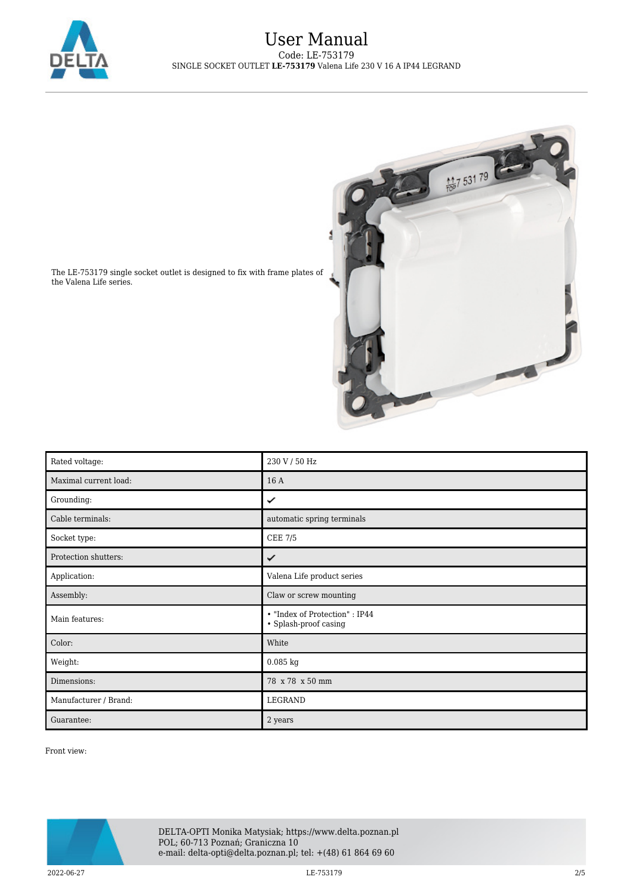The LE-753179 single socket outlet is designed to fix with frame plates of the Valena Life series.

| Rated voltage: | 230 V / 50 Hz |
| --- | --- |
| Maximal current load: | 16 A |
| Grounding: | ✔ |
| Cable terminals: | automatic spring terminals |
| Socket type: | CEE 7/5 |
| Protection shutters: | ✔ |
| Application: | Valena Life product series |
| Assembly: | Claw or screw mounting |
| Main features: | • "Index of Protection" : IP44<br>• Splash-proof casing |
| Color: | White |
| Weight: | 0.085 kg |
| Dimensions: | 78 x 78 x 50 mm |
| Manufacturer / Brand: | LEGRAND |
| Guarantee: | 2 years |

Front view: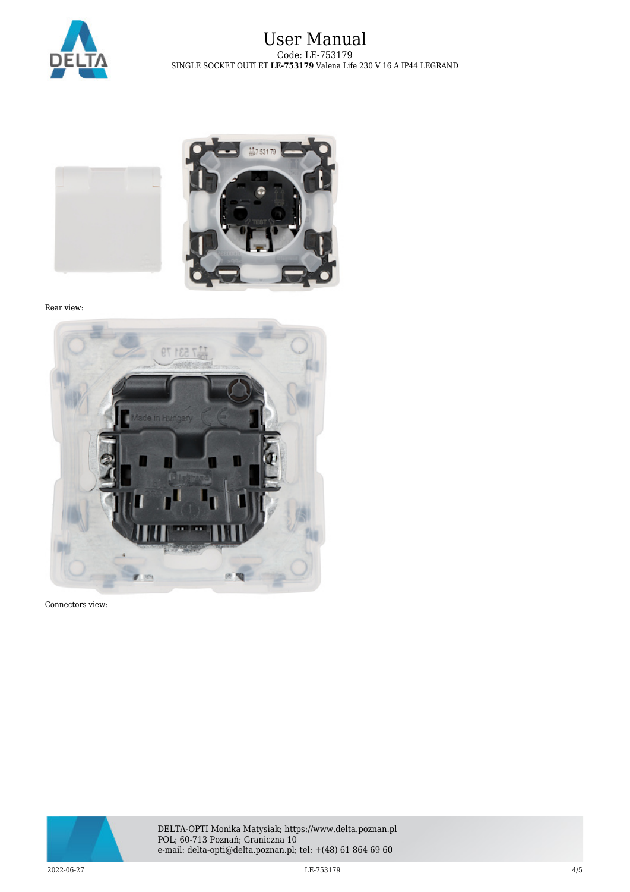Rear view:

Connectors view: